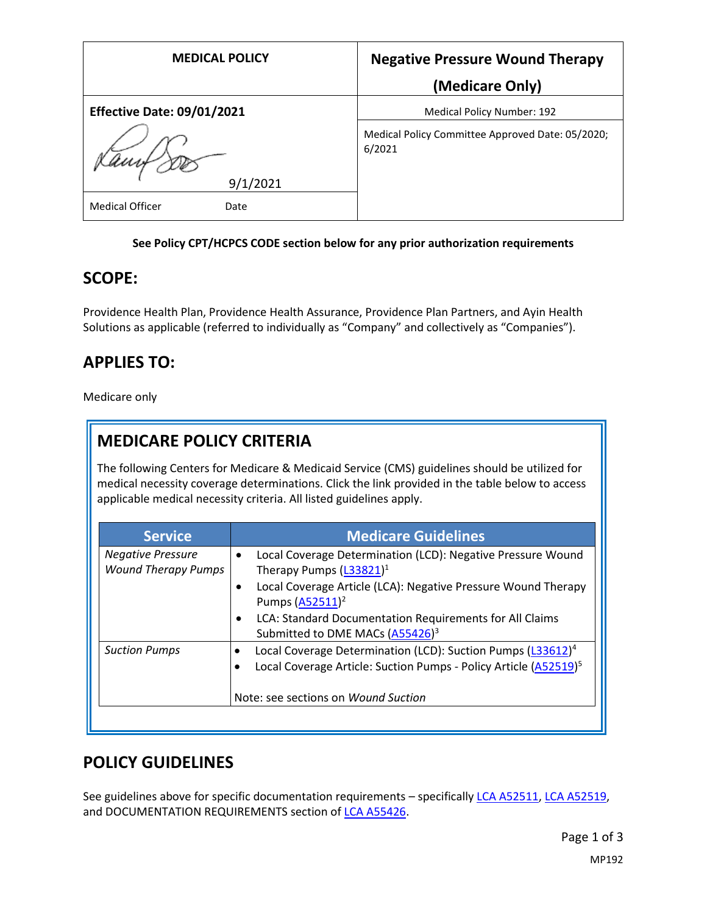| MEDICAL POLICY | Negative Pressure Wound Therapy (Medicare Only) |
| --- | --- |
| Effective Date: 09/01/2021 | Medical Policy Number: 192 |
| 9/1/2021 | Medical Policy Committee Approved Date: 05/2020; 6/2021 |
| Medical Officer Date | |

**See Policy CPT/HCPCS CODE section below for any prior authorization requirements**

## SCOPE:

Providence Health Plan, Providence Health Assurance, Providence Plan Partners, and Ayin Health Solutions as applicable (referred to individually as "Company" and collectively as "Companies").

## APPLIES TO:

Medicare only

## MEDICARE POLICY CRITERIA

The following Centers for Medicare & Medicaid Service (CMS) guidelines should be utilized for medical necessity coverage determinations. Click the link provided in the table below to access applicable medical necessity criteria. All listed guidelines apply.

| Service | Medicare Guidelines |
| --- | --- |
| *Negative Pressure Wound Therapy Pumps* | • Local Coverage Determination (LCD): Negative Pressure Wound Therapy Pumps (L33821)[1]<br>• Local Coverage Article (LCA): Negative Pressure Wound Therapy Pumps (A52511)[2]<br>• LCA: Standard Documentation Requirements for All Claims Submitted to DME MACs (A55426)[3] |
| *Suction Pumps* | • Local Coverage Determination (LCD): Suction Pumps (L33612)[4]<br>• Local Coverage Article: Suction Pumps - Policy Article (A52519)[5]<br><br>Note: see sections on *Wound Suction* |

## POLICY GUIDELINES

See guidelines above for specific documentation requirements – specifically LCA A52511, LCA A52519, and DOCUMENTATION REQUIREMENTS section of LCA A55426.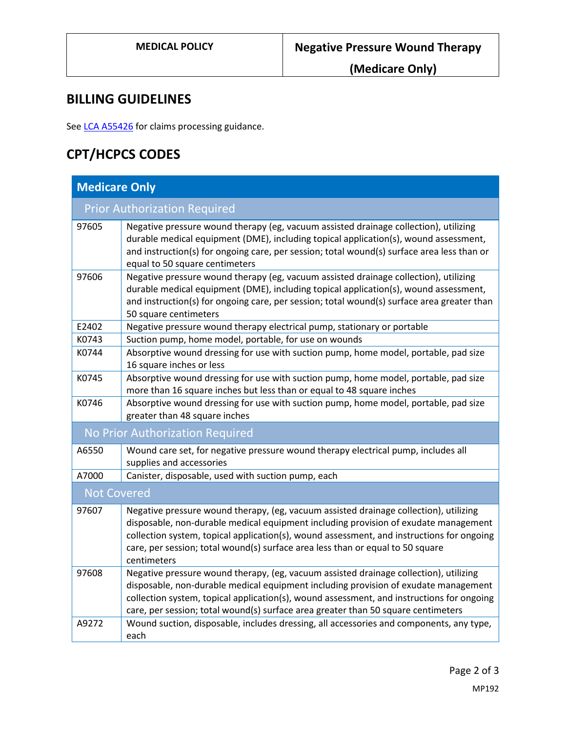## BILLING GUIDELINES

See LCA A55426 for claims processing guidance.

## CPT/HCPCS CODES

| Medicare Only | |
|---|---|
| **Prior Authorization Required** | |
| 97605 | Negative pressure wound therapy (eg, vacuum assisted drainage collection), utilizing durable medical equipment (DME), including topical application(s), wound assessment, and instruction(s) for ongoing care, per session; total wound(s) surface area less than or equal to 50 square centimeters |
| 97606 | Negative pressure wound therapy (eg, vacuum assisted drainage collection), utilizing durable medical equipment (DME), including topical application(s), wound assessment, and instruction(s) for ongoing care, per session; total wound(s) surface area greater than 50 square centimeters |
| E2402 | Negative pressure wound therapy electrical pump, stationary or portable |
| K0743 | Suction pump, home model, portable, for use on wounds |
| K0744 | Absorptive wound dressing for use with suction pump, home model, portable, pad size 16 square inches or less |
| K0745 | Absorptive wound dressing for use with suction pump, home model, portable, pad size more than 16 square inches but less than or equal to 48 square inches |
| K0746 | Absorptive wound dressing for use with suction pump, home model, portable, pad size greater than 48 square inches |
| **No Prior Authorization Required** | |
| A6550 | Wound care set, for negative pressure wound therapy electrical pump, includes all supplies and accessories |
| A7000 | Canister, disposable, used with suction pump, each |
| **Not Covered** | |
| 97607 | Negative pressure wound therapy, (eg, vacuum assisted drainage collection), utilizing disposable, non-durable medical equipment including provision of exudate management collection system, topical application(s), wound assessment, and instructions for ongoing care, per session; total wound(s) surface area less than or equal to 50 square centimeters |
| 97608 | Negative pressure wound therapy, (eg, vacuum assisted drainage collection), utilizing disposable, non-durable medical equipment including provision of exudate management collection system, topical application(s), wound assessment, and instructions for ongoing care, per session; total wound(s) surface area greater than 50 square centimeters |
| A9272 | Wound suction, disposable, includes dressing, all accessories and components, any type, each |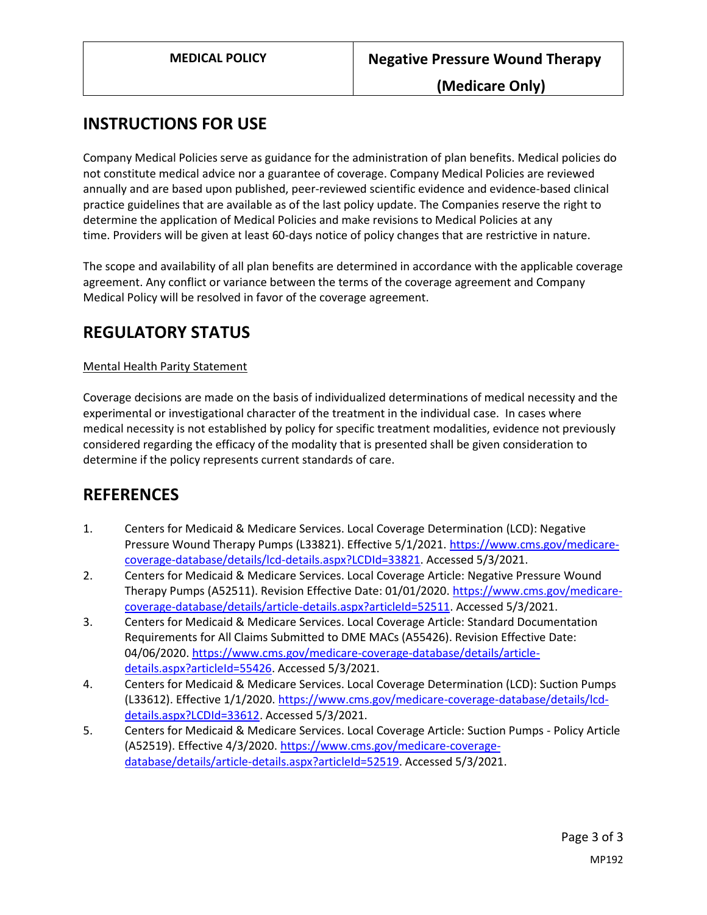## INSTRUCTIONS FOR USE

Company Medical Policies serve as guidance for the administration of plan benefits. Medical policies do not constitute medical advice nor a guarantee of coverage. Company Medical Policies are reviewed annually and are based upon published, peer-reviewed scientific evidence and evidence-based clinical practice guidelines that are available as of the last policy update. The Companies reserve the right to determine the application of Medical Policies and make revisions to Medical Policies at any time. Providers will be given at least 60-days notice of policy changes that are restrictive in nature.

The scope and availability of all plan benefits are determined in accordance with the applicable coverage agreement. Any conflict or variance between the terms of the coverage agreement and Company Medical Policy will be resolved in favor of the coverage agreement.

## REGULATORY STATUS

Mental Health Parity Statement

Coverage decisions are made on the basis of individualized determinations of medical necessity and the experimental or investigational character of the treatment in the individual case. In cases where medical necessity is not established by policy for specific treatment modalities, evidence not previously considered regarding the efficacy of the modality that is presented shall be given consideration to determine if the policy represents current standards of care.

## REFERENCES

1. Centers for Medicaid & Medicare Services. Local Coverage Determination (LCD): Negative Pressure Wound Therapy Pumps (L33821). Effective 5/1/2021. https://www.cms.gov/medicare-coverage-database/details/lcd-details.aspx?LCDId=33821. Accessed 5/3/2021.
2. Centers for Medicaid & Medicare Services. Local Coverage Article: Negative Pressure Wound Therapy Pumps (A52511). Revision Effective Date: 01/01/2020. https://www.cms.gov/medicare-coverage-database/details/article-details.aspx?articleId=52511. Accessed 5/3/2021.
3. Centers for Medicaid & Medicare Services. Local Coverage Article: Standard Documentation Requirements for All Claims Submitted to DME MACs (A55426). Revision Effective Date: 04/06/2020. https://www.cms.gov/medicare-coverage-database/details/article-details.aspx?articleId=55426. Accessed 5/3/2021.
4. Centers for Medicaid & Medicare Services. Local Coverage Determination (LCD): Suction Pumps (L33612). Effective 1/1/2020. https://www.cms.gov/medicare-coverage-database/details/lcd-details.aspx?LCDId=33612. Accessed 5/3/2021.
5. Centers for Medicaid & Medicare Services. Local Coverage Article: Suction Pumps - Policy Article (A52519). Effective 4/3/2020. https://www.cms.gov/medicare-coverage-database/details/article-details.aspx?articleId=52519. Accessed 5/3/2021.